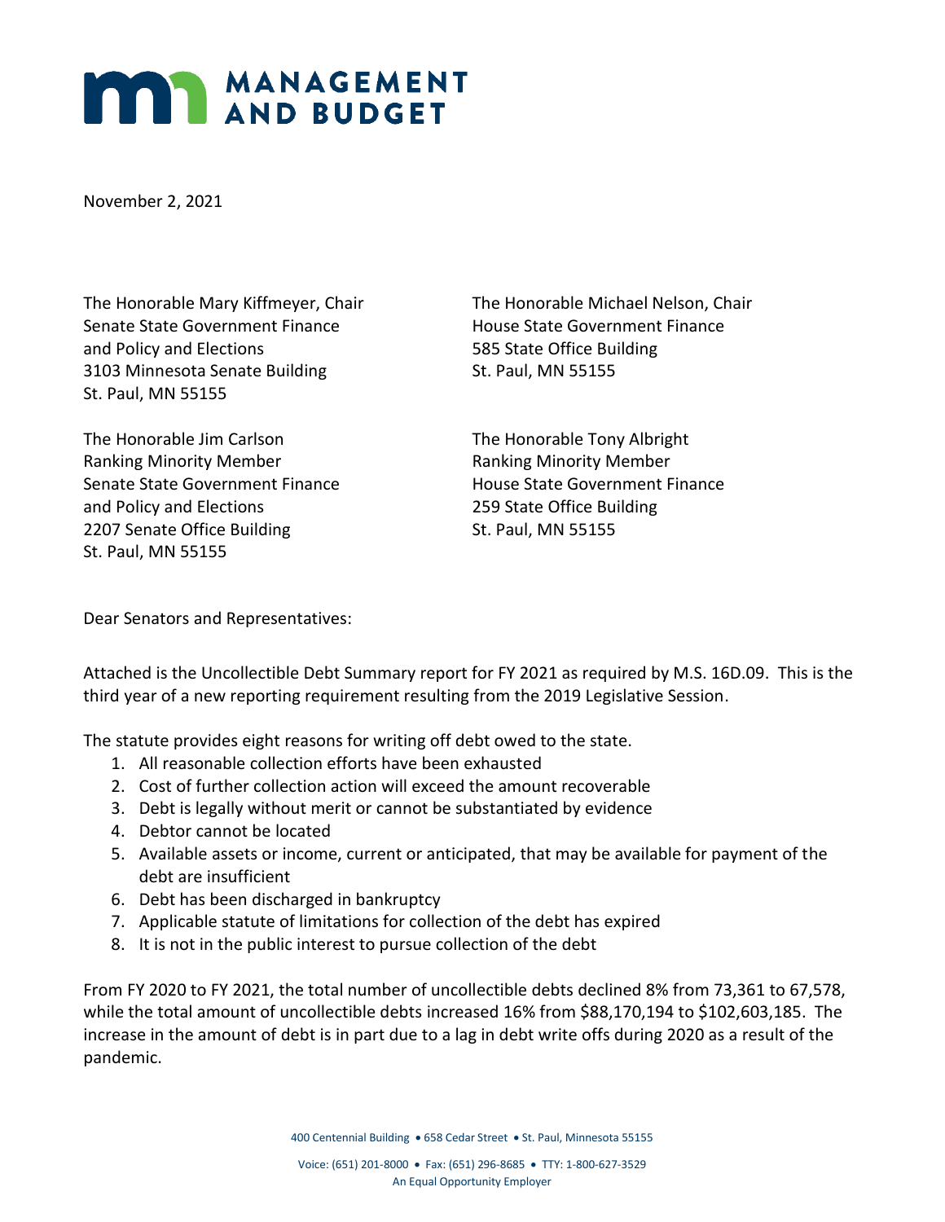# MANAGEMENT AND BUDGET

November 2, 2021

The Honorable Mary Kiffmeyer, Chair
Senate State Government Finance
and Policy and Elections
3103 Minnesota Senate Building
St. Paul, MN 55155

The Honorable Michael Nelson, Chair
House State Government Finance
585 State Office Building
St. Paul, MN 55155

The Honorable Jim Carlson
Ranking Minority Member
Senate State Government Finance
and Policy and Elections
2207 Senate Office Building
St. Paul, MN 55155

The Honorable Tony Albright
Ranking Minority Member
House State Government Finance
259 State Office Building
St. Paul, MN 55155

Dear Senators and Representatives:

Attached is the Uncollectible Debt Summary report for FY 2021 as required by M.S. 16D.09. This is the third year of a new reporting requirement resulting from the 2019 Legislative Session.

The statute provides eight reasons for writing off debt owed to the state.

1. All reasonable collection efforts have been exhausted
2. Cost of further collection action will exceed the amount recoverable
3. Debt is legally without merit or cannot be substantiated by evidence
4. Debtor cannot be located
5. Available assets or income, current or anticipated, that may be available for payment of the debt are insufficient
6. Debt has been discharged in bankruptcy
7. Applicable statute of limitations for collection of the debt has expired
8. It is not in the public interest to pursue collection of the debt

From FY 2020 to FY 2021, the total number of uncollectible debts declined 8% from 73,361 to 67,578, while the total amount of uncollectible debts increased 16% from $88,170,194 to $102,603,185. The increase in the amount of debt is in part due to a lag in debt write offs during 2020 as a result of the pandemic.

400 Centennial Building • 658 Cedar Street • St. Paul, Minnesota 55155

Voice: (651) 201-8000 • Fax: (651) 296-8685 • TTY: 1-800-627-3529
An Equal Opportunity Employer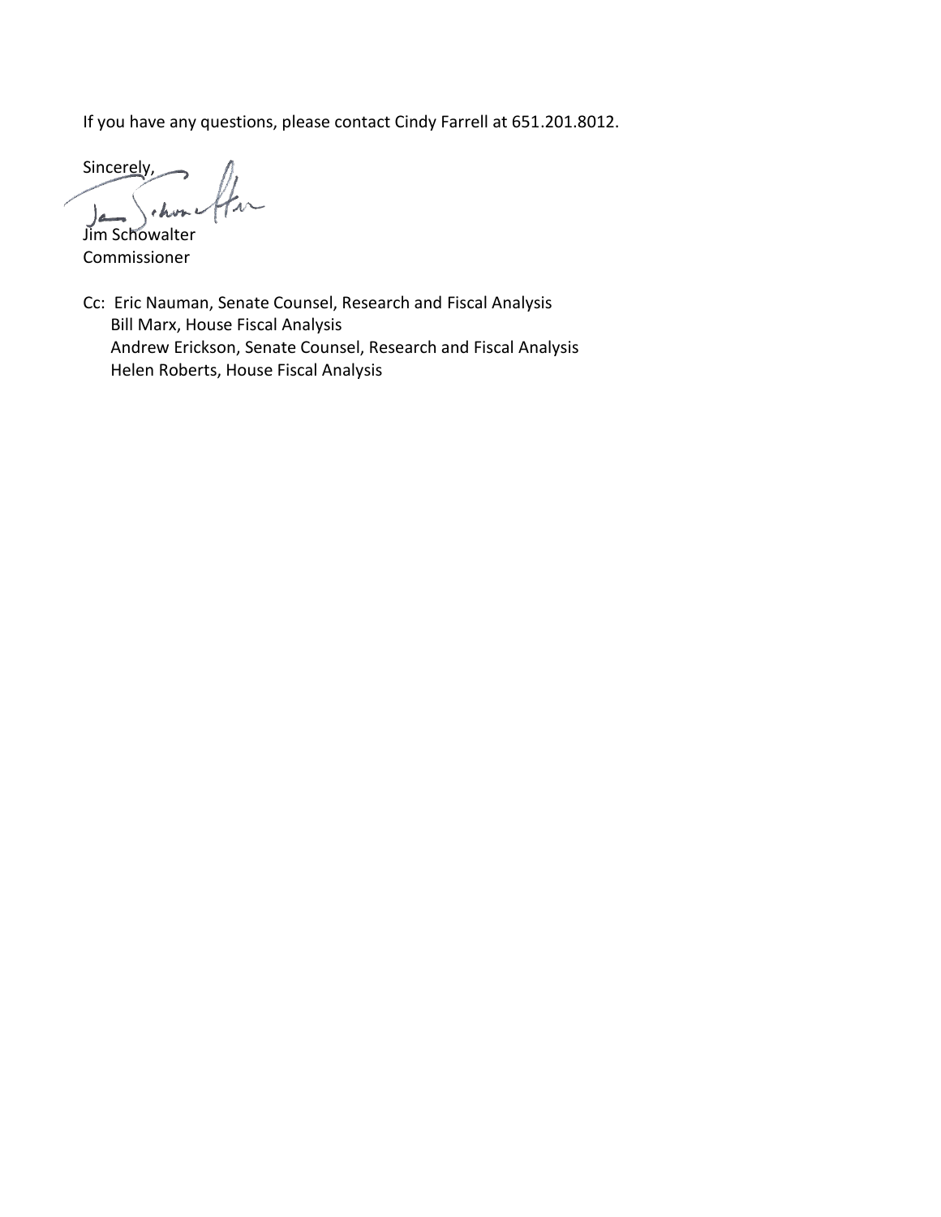If you have any questions, please contact Cindy Farrell at 651.201.8012.

Sincerely,

Jim Schowalter
Commissioner

Cc: Eric Nauman, Senate Counsel, Research and Fiscal Analysis
Bill Marx, House Fiscal Analysis
Andrew Erickson, Senate Counsel, Research and Fiscal Analysis
Helen Roberts, House Fiscal Analysis